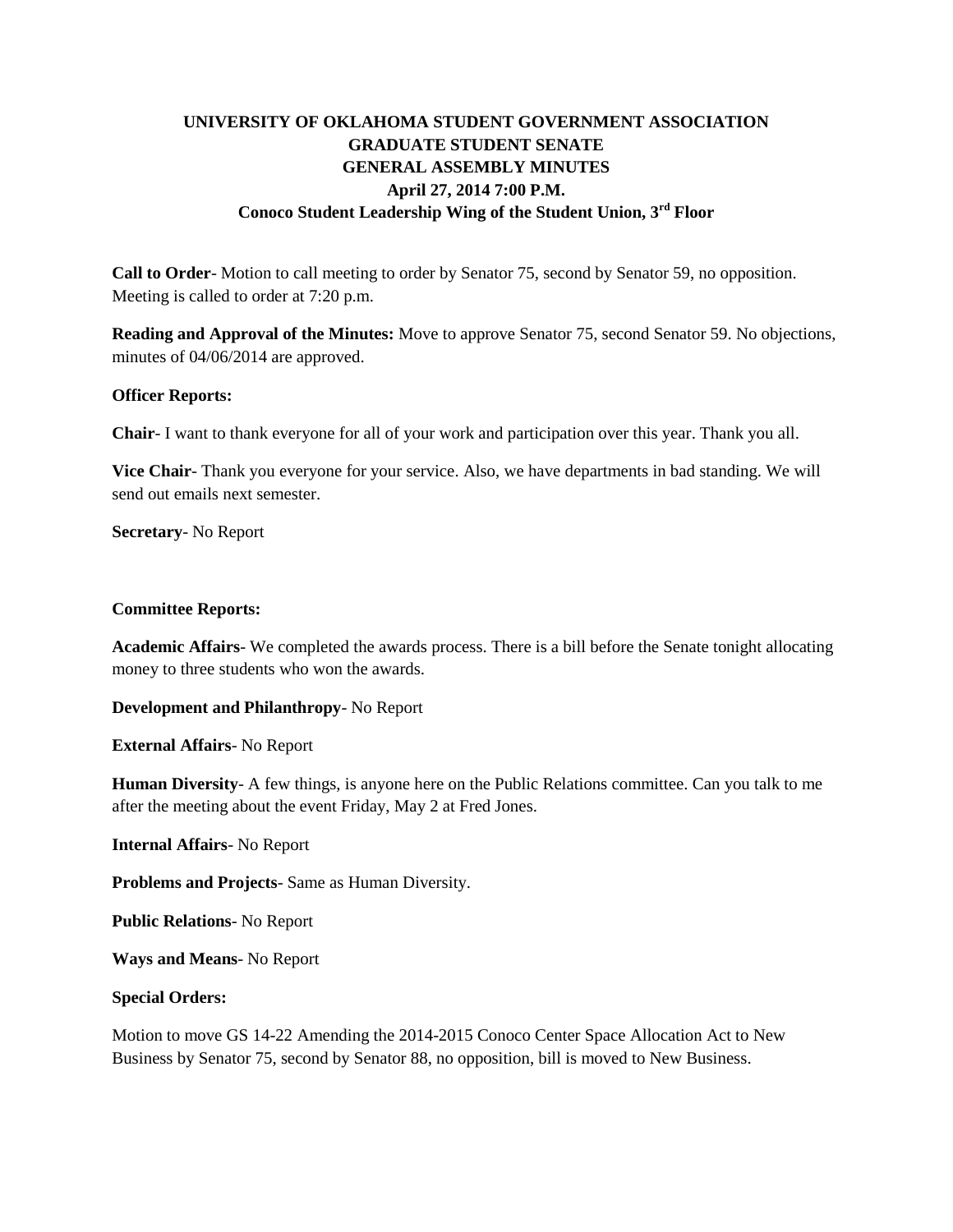# UNIVERSITY OF OKLAHOMA STUDENT GOVERNMENT ASSOCIATION
## GRADUATE STUDENT SENATE
## GENERAL ASSEMBLY MINUTES
### April 27, 2014 7:00 P.M.
### Conoco Student Leadership Wing of the Student Union, 3rd Floor

**Call to Order**- Motion to call meeting to order by Senator 75, second by Senator 59, no opposition. Meeting is called to order at 7:20 p.m.

**Reading and Approval of the Minutes:** Move to approve Senator 75, second Senator 59. No objections, minutes of 04/06/2014 are approved.

**Officer Reports:**

**Chair**- I want to thank everyone for all of your work and participation over this year. Thank you all.

**Vice Chair**- Thank you everyone for your service. Also, we have departments in bad standing. We will send out emails next semester.

**Secretary**- No Report

**Committee Reports:**

**Academic Affairs**- We completed the awards process. There is a bill before the Senate tonight allocating money to three students who won the awards.

**Development and Philanthropy**- No Report

**External Affairs**- No Report

**Human Diversity**- A few things, is anyone here on the Public Relations committee. Can you talk to me after the meeting about the event Friday, May 2 at Fred Jones.

**Internal Affairs**- No Report

**Problems and Projects**- Same as Human Diversity.

**Public Relations**- No Report

**Ways and Means**- No Report

**Special Orders:**

Motion to move GS 14-22 Amending the 2014-2015 Conoco Center Space Allocation Act to New Business by Senator 75, second by Senator 88, no opposition, bill is moved to New Business.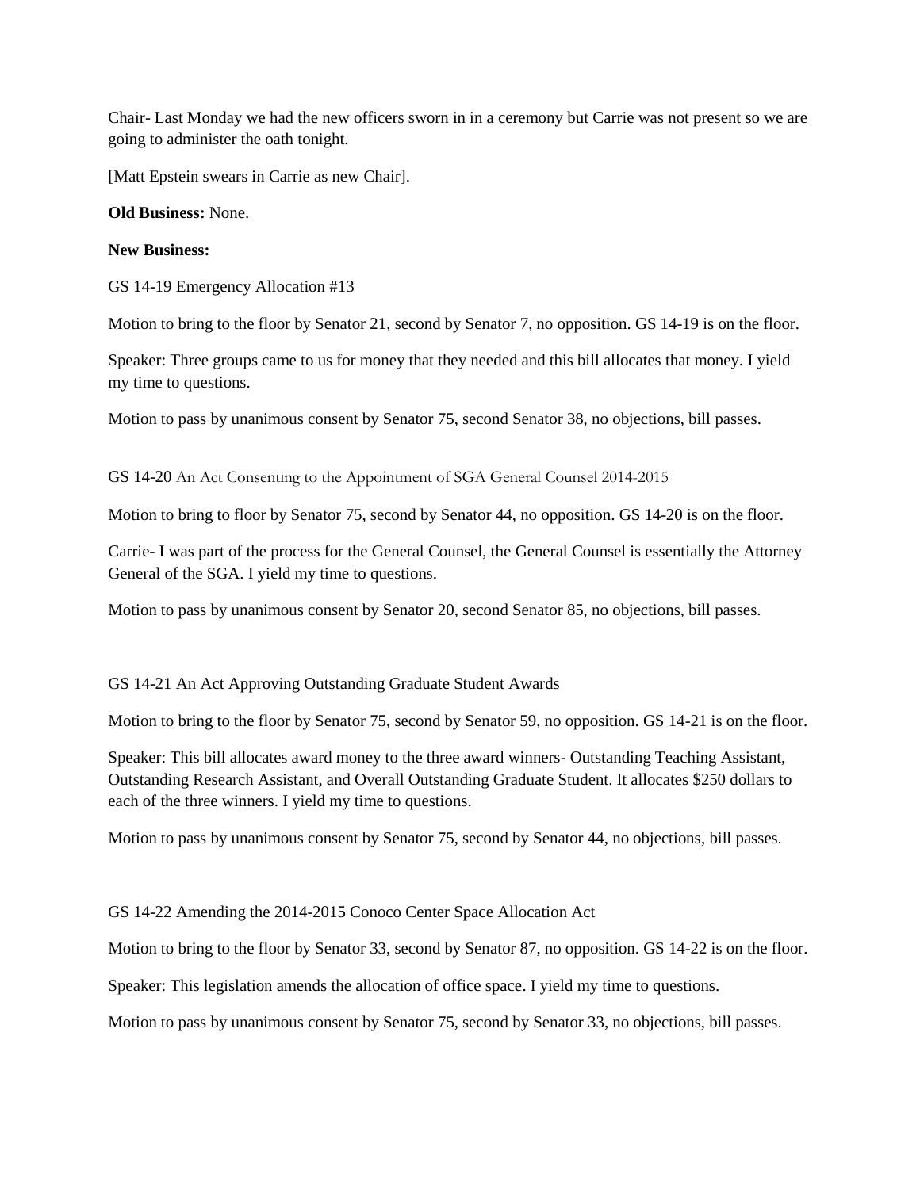Chair- Last Monday we had the new officers sworn in in a ceremony but Carrie was not present so we are going to administer the oath tonight.

[Matt Epstein swears in Carrie as new Chair].

**Old Business:** None.

**New Business:**

GS 14-19 Emergency Allocation #13

Motion to bring to the floor by Senator 21, second by Senator 7, no opposition. GS 14-19 is on the floor.

Speaker: Three groups came to us for money that they needed and this bill allocates that money. I yield my time to questions.

Motion to pass by unanimous consent by Senator 75, second Senator 38, no objections, bill passes.

GS 14-20 An Act Consenting to the Appointment of SGA General Counsel 2014-2015

Motion to bring to floor by Senator 75, second by Senator 44, no opposition. GS 14-20 is on the floor.

Carrie- I was part of the process for the General Counsel, the General Counsel is essentially the Attorney General of the SGA. I yield my time to questions.

Motion to pass by unanimous consent by Senator 20, second Senator 85, no objections, bill passes.

GS 14-21 An Act Approving Outstanding Graduate Student Awards

Motion to bring to the floor by Senator 75, second by Senator 59, no opposition. GS 14-21 is on the floor.

Speaker: This bill allocates award money to the three award winners- Outstanding Teaching Assistant, Outstanding Research Assistant, and Overall Outstanding Graduate Student. It allocates $250 dollars to each of the three winners. I yield my time to questions.

Motion to pass by unanimous consent by Senator 75, second by Senator 44, no objections, bill passes.

GS 14-22 Amending the 2014-2015 Conoco Center Space Allocation Act

Motion to bring to the floor by Senator 33, second by Senator 87, no opposition. GS 14-22 is on the floor.

Speaker: This legislation amends the allocation of office space. I yield my time to questions.

Motion to pass by unanimous consent by Senator 75, second by Senator 33, no objections, bill passes.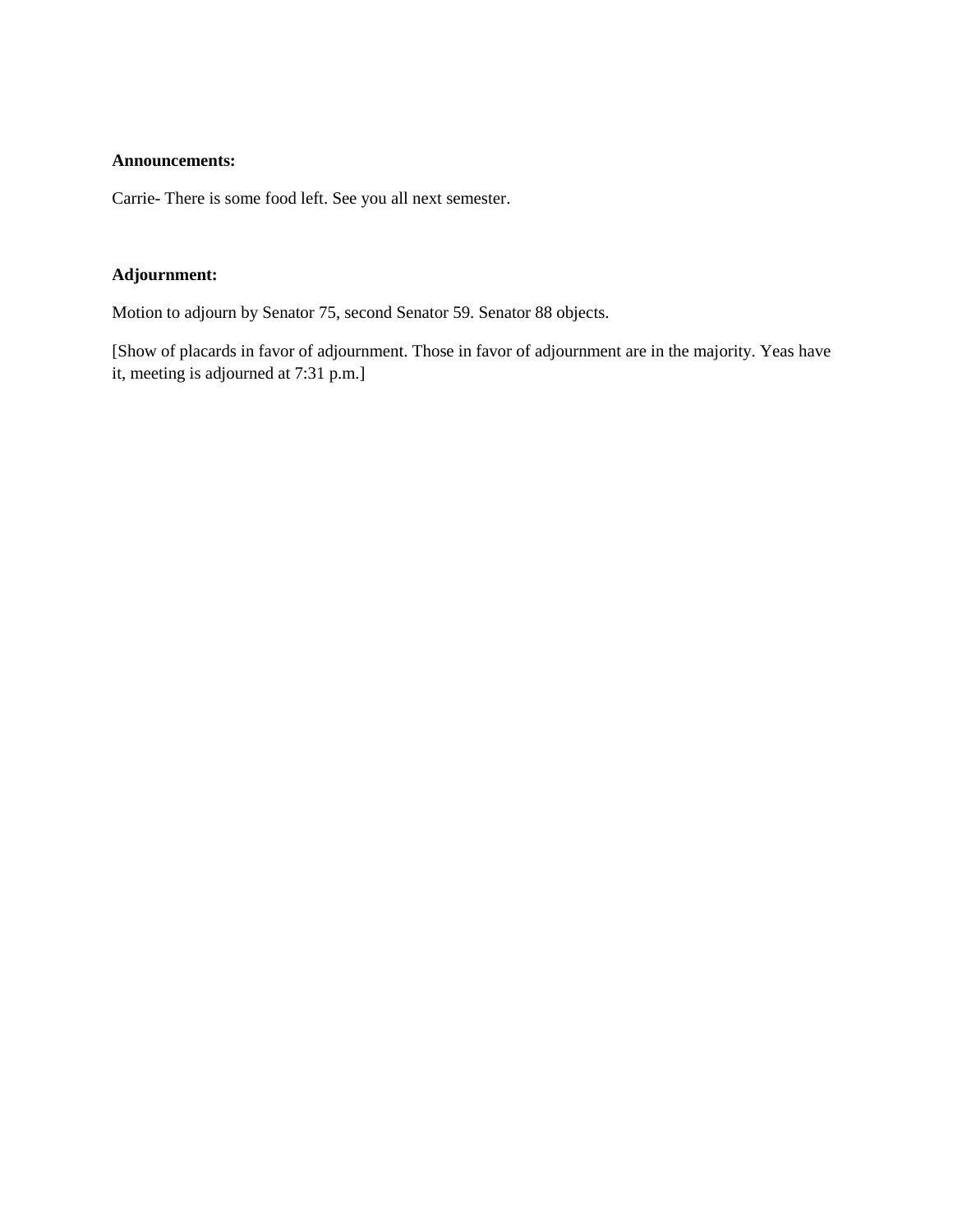**Announcements:**

Carrie- There is some food left. See you all next semester.

**Adjournment:**

Motion to adjourn by Senator 75, second Senator 59. Senator 88 objects.

[Show of placards in favor of adjournment. Those in favor of adjournment are in the majority. Yeas have it, meeting is adjourned at 7:31 p.m.]